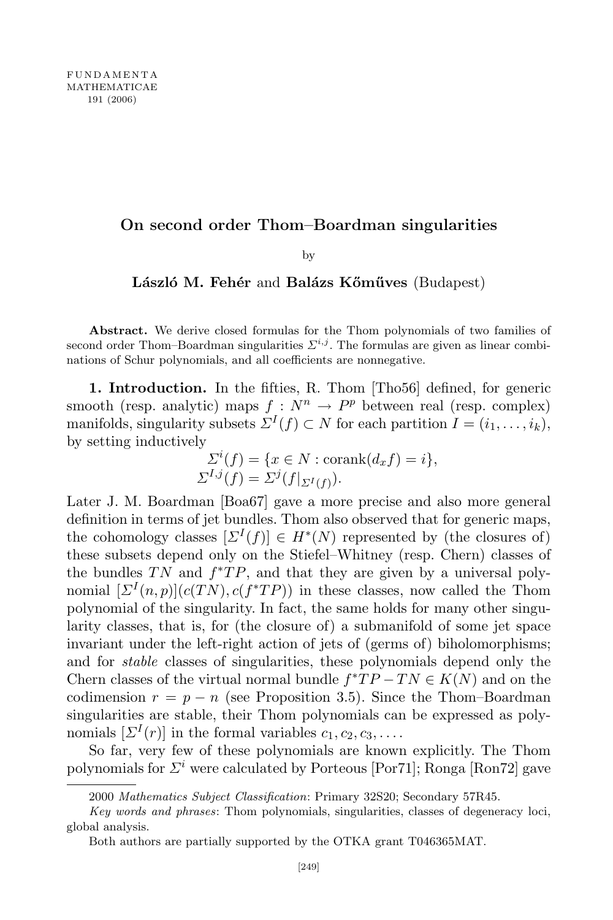# On second order Thom–Boardman singularities

by

**László M. Fehér** and **Balázs Kőműves** (Budapest)

**Abstract.** We derive closed formulas for the Thom polynomials of two families of second order Thom–Boardman singularities $\Sigma^{i,j}$. The formulas are given as linear combinations of Schur polynomials, and all coefficients are nonnegative.

**1. Introduction.** In the fifties, R. Thom [Tho56] defined, for generic smooth (resp. analytic) maps $f : N^n \to P^p$ between real (resp. complex) manifolds, singularity subsets $\Sigma^I(f) \subset N$ for each partition $I = (i_1, \ldots, i_k)$, by setting inductively

$$\Sigma^i(f) = \{x \in N : \operatorname{corank}(d_x f) = i\},$$
$$\Sigma^{I,j}(f) = \Sigma^j(f|_{\Sigma^I(f)}).$$

Later J. M. Boardman [Boa67] gave a more precise and also more general definition in terms of jet bundles. Thom also observed that for generic maps, the cohomology classes $[\Sigma^I(f)] \in H^*(N)$ represented by (the closures of) these subsets depend only on the Stiefel–Whitney (resp. Chern) classes of the bundles $TN$ and $f^*TP$, and that they are given by a universal polynomial $[\Sigma^I(n,p)](c(TN), c(f^*TP))$ in these classes, now called the Thom polynomial of the singularity. In fact, the same holds for many other singularity classes, that is, for (the closure of) a submanifold of some jet space invariant under the left-right action of jets of (germs of) biholomorphisms; and for *stable* classes of singularities, these polynomials depend only the Chern classes of the virtual normal bundle $f^*TP - TN \in K(N)$ and on the codimension $r = p - n$ (see Proposition 3.5). Since the Thom–Boardman singularities are stable, their Thom polynomials can be expressed as polynomials $[\Sigma^I(r)]$ in the formal variables $c_1, c_2, c_3, \ldots$.

So far, very few of these polynomials are known explicitly. The Thom polynomials for $\Sigma^i$ were calculated by Porteous [Por71]; Ronga [Ron72] gave

---

2000 *Mathematics Subject Classification*: Primary 32S20; Secondary 57R45.

*Key words and phrases*: Thom polynomials, singularities, classes of degeneracy loci, global analysis.

Both authors are partially supported by the OTKA grant T046365MAT.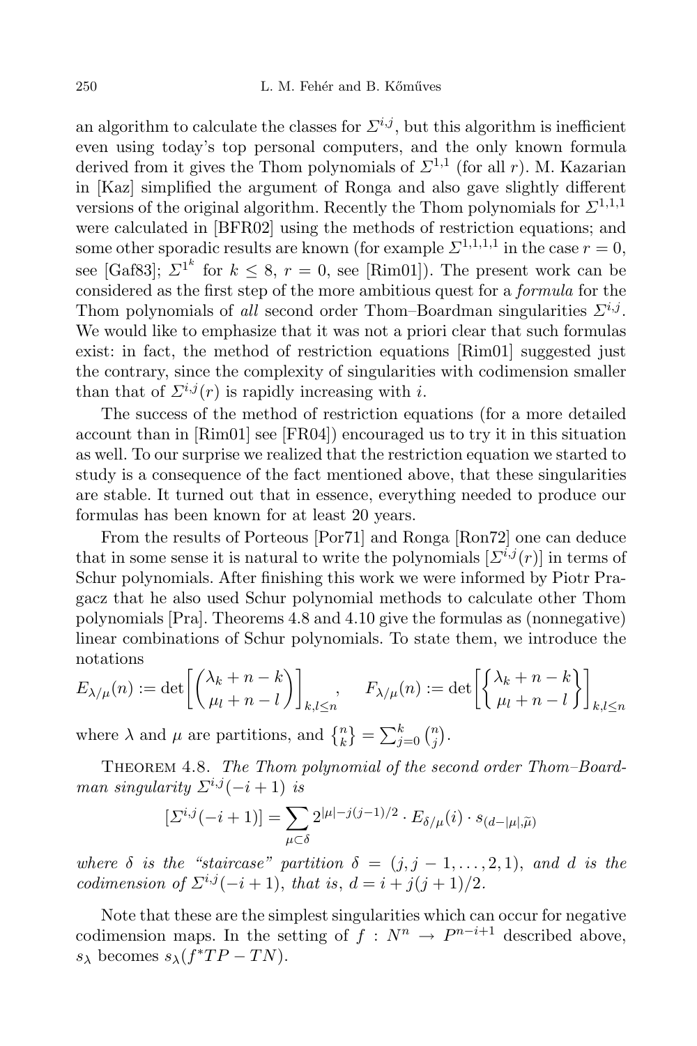an algorithm to calculate the classes for $\Sigma^{i,j}$, but this algorithm is inefficient even using today's top personal computers, and the only known formula derived from it gives the Thom polynomials of $\Sigma^{1,1}$ (for all $r$). M. Kazarian in [Kaz] simplified the argument of Ronga and also gave slightly different versions of the original algorithm. Recently the Thom polynomials for $\Sigma^{1,1,1}$ were calculated in [BFR02] using the methods of restriction equations; and some other sporadic results are known (for example $\Sigma^{1,1,1,1}$ in the case $r = 0$, see [Gaf83]; $\Sigma^{1^k}$ for $k \leq 8$, $r = 0$, see [Rim01]). The present work can be considered as the first step of the more ambitious quest for a *formula* for the Thom polynomials of *all* second order Thom–Boardman singularities $\Sigma^{i,j}$. We would like to emphasize that it was not a priori clear that such formulas exist: in fact, the method of restriction equations [Rim01] suggested just the contrary, since the complexity of singularities with codimension smaller than that of $\Sigma^{i,j}(r)$ is rapidly increasing with $i$.

The success of the method of restriction equations (for a more detailed account than in [Rim01] see [FR04]) encouraged us to try it in this situation as well. To our surprise we realized that the restriction equation we started to study is a consequence of the fact mentioned above, that these singularities are stable. It turned out that in essence, everything needed to produce our formulas has been known for at least 20 years.

From the results of Porteous [Por71] and Ronga [Ron72] one can deduce that in some sense it is natural to write the polynomials $[\Sigma^{i,j}(r)]$ in terms of Schur polynomials. After finishing this work we were informed by Piotr Pragacz that he also used Schur polynomial methods to calculate other Thom polynomials [Pra]. Theorems 4.8 and 4.10 give the formulas as (nonnegative) linear combinations of Schur polynomials. To state them, we introduce the notations

$$E_{\lambda/\mu}(n) := \det\left[\binom{\lambda_k + n - k}{\mu_l + n - l}\right]_{k,l \leq n}, \qquad F_{\lambda/\mu}(n) := \det\left[\left\{\begin{matrix}\lambda_k + n - k\\ \mu_l + n - l\end{matrix}\right\}\right]_{k,l \leq n}$$

where $\lambda$ and $\mu$ are partitions, and $\left\{\begin{matrix}n\\ k\end{matrix}\right\} = \sum_{j=0}^{k} \binom{n}{j}$.

**Theorem 4.8.** *The Thom polynomial of the second order Thom–Boardman singularity $\Sigma^{i,j}(-i+1)$ is*

$$[\Sigma^{i,j}(-i+1)] = \sum_{\mu \subset \delta} 2^{|\mu| - j(j-1)/2} \cdot E_{\delta/\mu}(i) \cdot s_{(d - |\mu|, \widetilde{\mu})}$$

*where $\delta$ is the "staircase" partition $\delta = (j, j-1, \dots, 2, 1)$, and $d$ is the codimension of $\Sigma^{i,j}(-i+1)$, that is, $d = i + j(j+1)/2$.*

Note that these are the simplest singularities which can occur for negative codimension maps. In the setting of $f : N^n \to P^{n-i+1}$ described above, $s_\lambda$ becomes $s_\lambda(f^*TP - TN)$.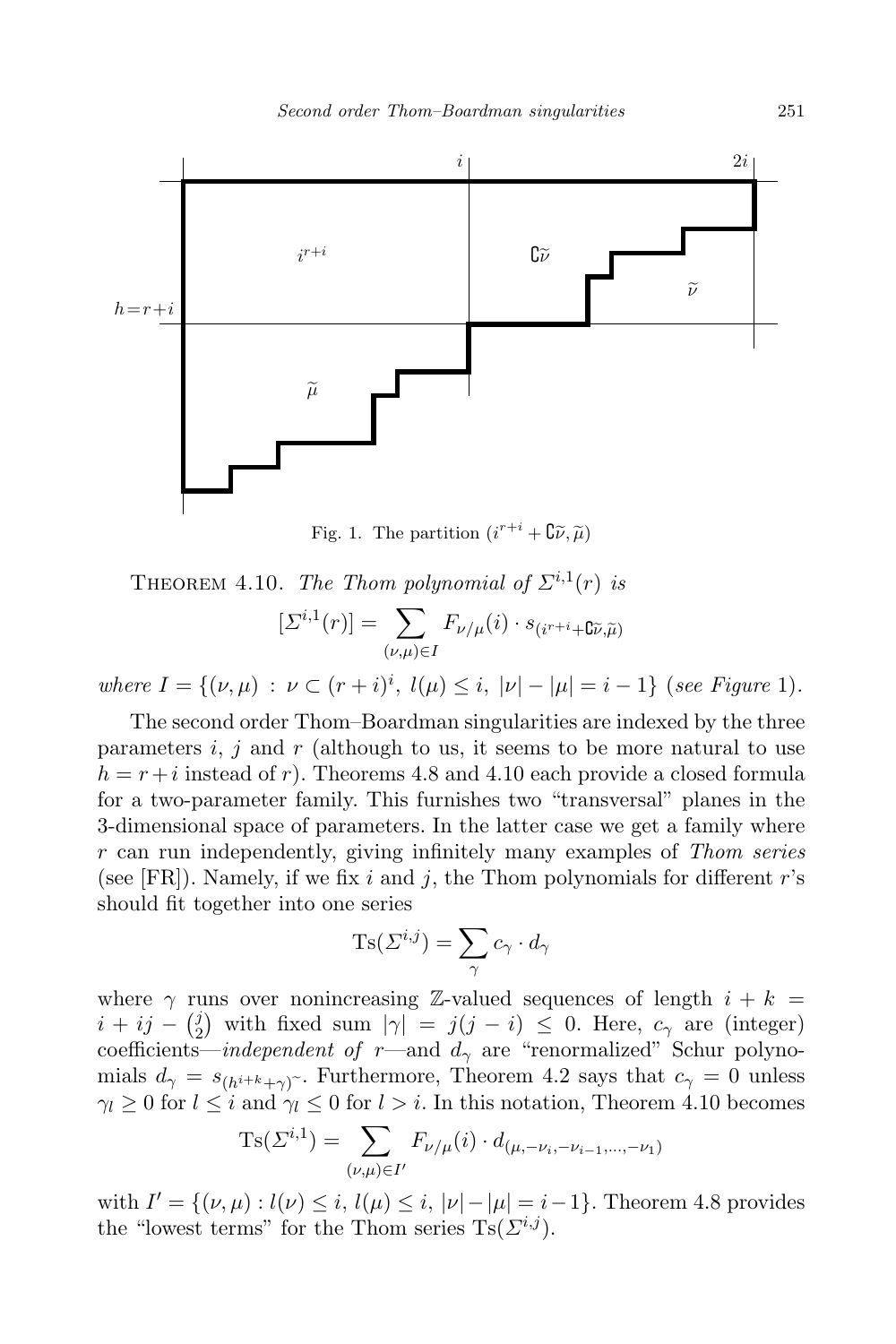Fig. 1. The partition $(i^{r+i} + \complement\widetilde{\nu}, \widetilde{\mu})$

THEOREM 4.10. *The Thom polynomial of $\Sigma^{i,1}(r)$ is*

$$[\Sigma^{i,1}(r)] = \sum_{(\nu,\mu)\in I} F_{\nu/\mu}(i) \cdot s_{(i^{r+i}+\complement\widetilde{\nu},\widetilde{\mu})}$$

*where* $I = \{(\nu,\mu) : \nu \subset (r+i)^i,\ l(\mu) \leq i,\ |\nu| - |\mu| = i-1\}$ (*see Figure* 1).

The second order Thom–Boardman singularities are indexed by the three parameters $i$, $j$ and $r$ (although to us, it seems to be more natural to use $h = r+i$ instead of $r$). Theorems 4.8 and 4.10 each provide a closed formula for a two-parameter family. This furnishes two "transversal" planes in the 3-dimensional space of parameters. In the latter case we get a family where $r$ can run independently, giving infinitely many examples of *Thom series* (see [FR]). Namely, if we fix $i$ and $j$, the Thom polynomials for different $r$'s should fit together into one series

$$\mathrm{Ts}(\Sigma^{i,j}) = \sum_{\gamma} c_\gamma \cdot d_\gamma$$

where $\gamma$ runs over nonincreasing $\mathbb{Z}$-valued sequences of length $i + k = i + ij - \binom{j}{2}$ with fixed sum $|\gamma| = j(j-i) \leq 0$. Here, $c_\gamma$ are (integer) coefficients—*independent of* $r$—and $d_\gamma$ are "renormalized" Schur polynomials $d_\gamma = s_{(h^{i+k}+\gamma)^\sim}$. Furthermore, Theorem 4.2 says that $c_\gamma = 0$ unless $\gamma_l \geq 0$ for $l \leq i$ and $\gamma_l \leq 0$ for $l > i$. In this notation, Theorem 4.10 becomes

$$\mathrm{Ts}(\Sigma^{i,1}) = \sum_{(\nu,\mu)\in I'} F_{\nu/\mu}(i) \cdot d_{(\mu,-\nu_i,-\nu_{i-1},\ldots,-\nu_1)}$$

with $I' = \{(\nu,\mu) : l(\nu) \leq i,\ l(\mu) \leq i,\ |\nu| - |\mu| = i-1\}$. Theorem 4.8 provides the "lowest terms" for the Thom series $\mathrm{Ts}(\Sigma^{i,j})$.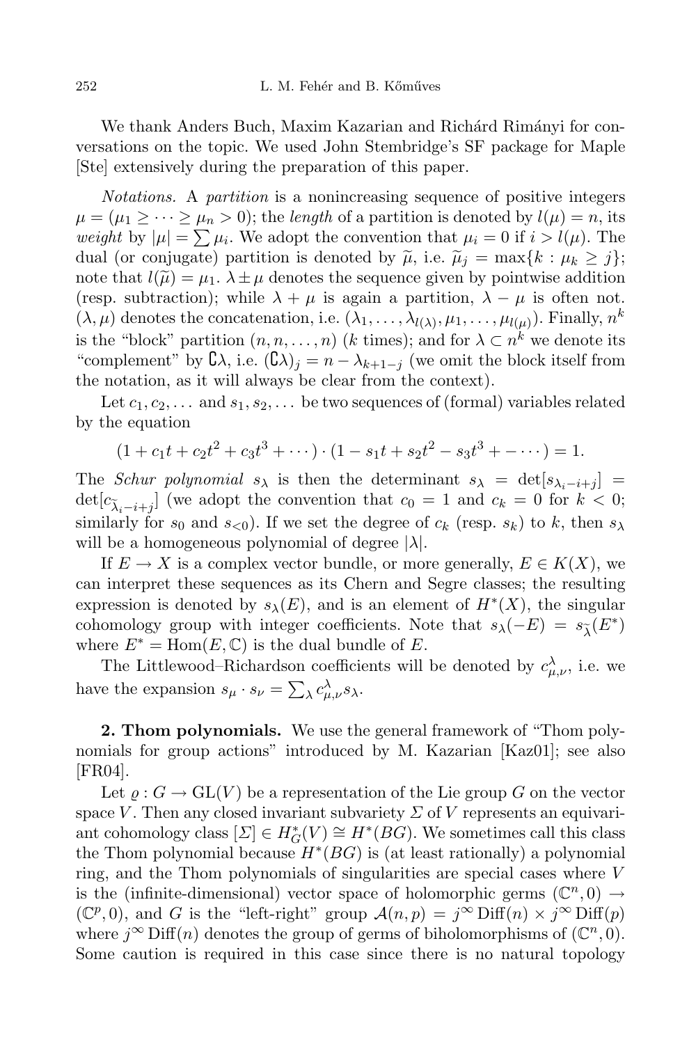We thank Anders Buch, Maxim Kazarian and Richárd Rimányi for conversations on the topic. We used John Stembridge's SF package for Maple [Ste] extensively during the preparation of this paper.

*Notations.* A *partition* is a nonincreasing sequence of positive integers $\mu = (\mu_1 \geq \cdots \geq \mu_n > 0)$; the *length* of a partition is denoted by $l(\mu) = n$, its *weight* by $|\mu| = \sum \mu_i$. We adopt the convention that $\mu_i = 0$ if $i > l(\mu)$. The dual (or conjugate) partition is denoted by $\widetilde{\mu}$, i.e. $\widetilde{\mu}_j = \max\{k : \mu_k \geq j\}$; note that $l(\widetilde{\mu}) = \mu_1$. $\lambda \pm \mu$ denotes the sequence given by pointwise addition (resp. subtraction); while $\lambda + \mu$ is again a partition, $\lambda - \mu$ is often not. $(\lambda, \mu)$ denotes the concatenation, i.e. $(\lambda_1, \ldots, \lambda_{l(\lambda)}, \mu_1, \ldots, \mu_{l(\mu)})$. Finally, $n^k$ is the "block" partition $(n, n, \ldots, n)$ ($k$ times); and for $\lambda \subset n^k$ we denote its "complement" by $\complement\lambda$, i.e. $(\complement\lambda)_j = n - \lambda_{k+1-j}$ (we omit the block itself from the notation, as it will always be clear from the context).

Let $c_1, c_2, \ldots$ and $s_1, s_2, \ldots$ be two sequences of (formal) variables related by the equation

$$(1 + c_1 t + c_2 t^2 + c_3 t^3 + \cdots) \cdot (1 - s_1 t + s_2 t^2 - s_3 t^3 + - \cdots) = 1.$$

The *Schur polynomial* $s_\lambda$ is then the determinant $s_\lambda = \det[s_{\lambda_i - i + j}] = \det[c_{\widetilde{\lambda}_i - i + j}]$ (we adopt the convention that $c_0 = 1$ and $c_k = 0$ for $k < 0$; similarly for $s_0$ and $s_{<0}$). If we set the degree of $c_k$ (resp. $s_k$) to $k$, then $s_\lambda$ will be a homogeneous polynomial of degree $|\lambda|$.

If $E \to X$ is a complex vector bundle, or more generally, $E \in K(X)$, we can interpret these sequences as its Chern and Segre classes; the resulting expression is denoted by $s_\lambda(E)$, and is an element of $H^*(X)$, the singular cohomology group with integer coefficients. Note that $s_\lambda(-E) = s_{\widetilde{\lambda}}(E^*)$ where $E^* = \operatorname{Hom}(E, \mathbb{C})$ is the dual bundle of $E$.

The Littlewood–Richardson coefficients will be denoted by $c^\lambda_{\mu,\nu}$, i.e. we have the expansion $s_\mu \cdot s_\nu = \sum_\lambda c^\lambda_{\mu,\nu} s_\lambda$.

**2. Thom polynomials.** We use the general framework of "Thom polynomials for group actions" introduced by M. Kazarian [Kaz01]; see also [FR04].

Let $\varrho : G \to \mathrm{GL}(V)$ be a representation of the Lie group $G$ on the vector space $V$. Then any closed invariant subvariety $\Sigma$ of $V$ represents an equivariant cohomology class $[\Sigma] \in H^*_G(V) \cong H^*(BG)$. We sometimes call this class the Thom polynomial because $H^*(BG)$ is (at least rationally) a polynomial ring, and the Thom polynomials of singularities are special cases where $V$ is the (infinite-dimensional) vector space of holomorphic germs $(\mathbb{C}^n, 0) \to (\mathbb{C}^p, 0)$, and $G$ is the "left-right" group $\mathcal{A}(n,p) = j^\infty \operatorname{Diff}(n) \times j^\infty \operatorname{Diff}(p)$ where $j^\infty \operatorname{Diff}(n)$ denotes the group of germs of biholomorphisms of $(\mathbb{C}^n, 0)$. Some caution is required in this case since there is no natural topology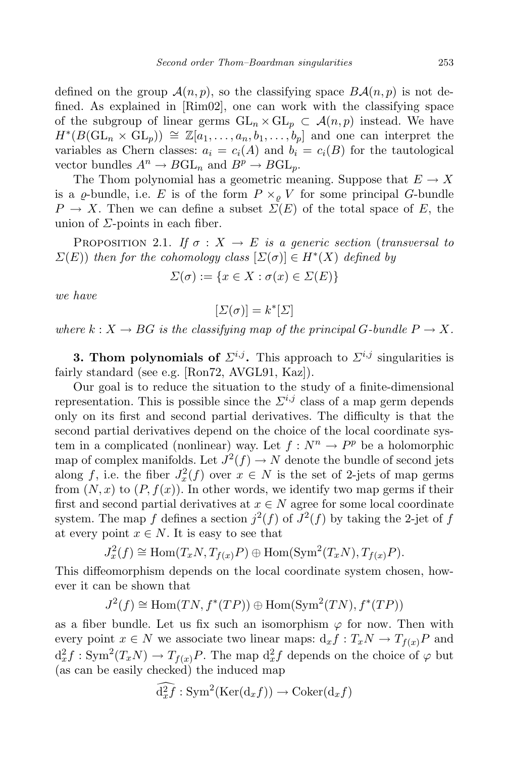defined on the group $\mathcal{A}(n,p)$, so the classifying space $B\mathcal{A}(n,p)$ is not defined. As explained in [Rim02], one can work with the classifying space of the subgroup of linear germs $\mathrm{GL}_n \times \mathrm{GL}_p \subset \mathcal{A}(n,p)$ instead. We have $H^*(B(\mathrm{GL}_n \times \mathrm{GL}_p)) \cong \mathbb{Z}[a_1,\dots,a_n,b_1,\dots,b_p]$ and one can interpret the variables as Chern classes: $a_i = c_i(A)$ and $b_i = c_i(B)$ for the tautological vector bundles $A^n \to B\mathrm{GL}_n$ and $B^p \to B\mathrm{GL}_p$.

The Thom polynomial has a geometric meaning. Suppose that $E \to X$ is a $\varrho$-bundle, i.e. $E$ is of the form $P \times_\varrho V$ for some principal $G$-bundle $P \to X$. Then we can define a subset $\Sigma(E)$ of the total space of $E$, the union of $\Sigma$-points in each fiber.

Proposition 2.1. *If $\sigma : X \to E$ is a generic section (transversal to $\Sigma(E)$) then for the cohomology class $[\Sigma(\sigma)] \in H^*(X)$ defined by*

$$\Sigma(\sigma) := \{x \in X : \sigma(x) \in \Sigma(E)\}$$

*we have*

$$[\Sigma(\sigma)] = k^*[\Sigma]$$

*where $k : X \to BG$ is the classifying map of the principal $G$-bundle $P \to X$.*

**3. Thom polynomials of $\Sigma^{i,j}$.** This approach to $\Sigma^{i,j}$ singularities is fairly standard (see e.g. [Ron72, AVGL91, Kaz]).

Our goal is to reduce the situation to the study of a finite-dimensional representation. This is possible since the $\Sigma^{i,j}$ class of a map germ depends only on its first and second partial derivatives. The difficulty is that the second partial derivatives depend on the choice of the local coordinate system in a complicated (nonlinear) way. Let $f : N^n \to P^p$ be a holomorphic map of complex manifolds. Let $J^2(f) \to N$ denote the bundle of second jets along $f$, i.e. the fiber $J^2_x(f)$ over $x \in N$ is the set of 2-jets of map germs from $(N,x)$ to $(P, f(x))$. In other words, we identify two map germs if their first and second partial derivatives at $x \in N$ agree for some local coordinate system. The map $f$ defines a section $j^2(f)$ of $J^2(f)$ by taking the 2-jet of $f$ at every point $x \in N$. It is easy to see that

$$J^2_x(f) \cong \mathrm{Hom}(T_xN, T_{f(x)}P) \oplus \mathrm{Hom}(\mathrm{Sym}^2(T_xN), T_{f(x)}P).$$

This diffeomorphism depends on the local coordinate system chosen, however it can be shown that

$$J^2(f) \cong \mathrm{Hom}(TN, f^*(TP)) \oplus \mathrm{Hom}(\mathrm{Sym}^2(TN), f^*(TP))$$

as a fiber bundle. Let us fix such an isomorphism $\varphi$ for now. Then with every point $x \in N$ we associate two linear maps: $\mathrm{d}_x f : T_xN \to T_{f(x)}P$ and $\mathrm{d}^2_x f : \mathrm{Sym}^2(T_xN) \to T_{f(x)}P$. The map $\mathrm{d}^2_x f$ depends on the choice of $\varphi$ but (as can be easily checked) the induced map

$$\widehat{\mathrm{d}^2_x f} : \mathrm{Sym}^2(\mathrm{Ker}(\mathrm{d}_x f)) \to \mathrm{Coker}(\mathrm{d}_x f)$$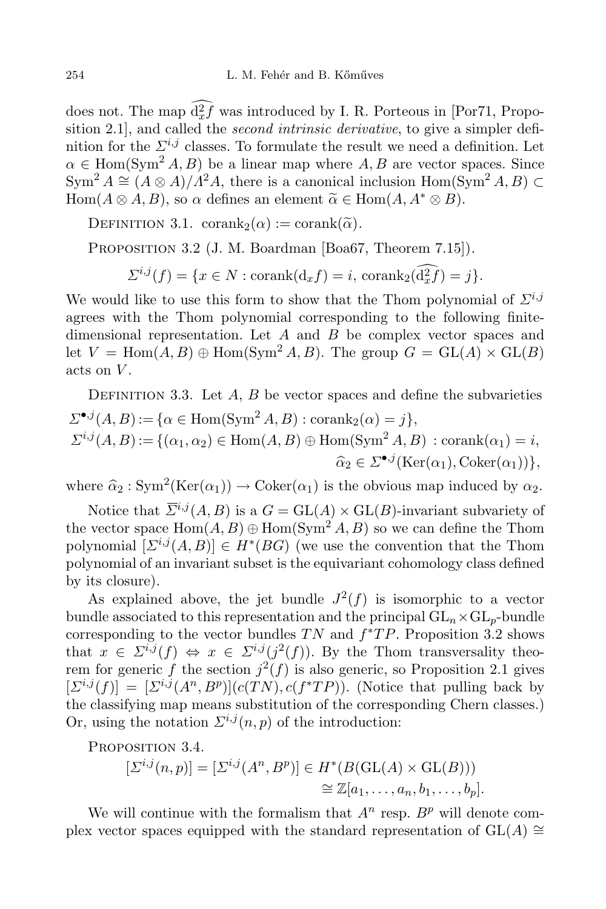does not. The map $\widehat{\mathrm{d}_x^2 f}$ was introduced by I. R. Porteous in [Por71, Proposition 2.1], and called the *second intrinsic derivative*, to give a simpler definition for the $\Sigma^{i,j}$ classes. To formulate the result we need a definition. Let $\alpha \in \mathrm{Hom}(\mathrm{Sym}^2 A, B)$ be a linear map where $A, B$ are vector spaces. Since $\mathrm{Sym}^2 A \cong (A \otimes A)/\Lambda^2 A$, there is a canonical inclusion $\mathrm{Hom}(\mathrm{Sym}^2 A, B) \subset \mathrm{Hom}(A \otimes A, B)$, so $\alpha$ defines an element $\widetilde{\alpha} \in \mathrm{Hom}(A, A^* \otimes B)$.

Definition 3.1. $\mathrm{corank}_2(\alpha) := \mathrm{corank}(\widetilde{\alpha})$.

Proposition 3.2 (J. M. Boardman [Boa67, Theorem 7.15]).

$$\Sigma^{i,j}(f) = \{x \in N : \mathrm{corank}(\mathrm{d}_x f) = i,\ \mathrm{corank}_2(\widehat{\mathrm{d}_x^2 f}) = j\}.$$

We would like to use this form to show that the Thom polynomial of $\Sigma^{i,j}$ agrees with the Thom polynomial corresponding to the following finite-dimensional representation. Let $A$ and $B$ be complex vector spaces and let $V = \mathrm{Hom}(A, B) \oplus \mathrm{Hom}(\mathrm{Sym}^2 A, B)$. The group $G = \mathrm{GL}(A) \times \mathrm{GL}(B)$ acts on $V$.

Definition 3.3. Let $A$, $B$ be vector spaces and define the subvarieties

$$\Sigma^{\bullet,j}(A,B) := \{\alpha \in \mathrm{Hom}(\mathrm{Sym}^2 A, B) : \mathrm{corank}_2(\alpha) = j\},$$
$$\Sigma^{i,j}(A,B) := \{(\alpha_1, \alpha_2) \in \mathrm{Hom}(A,B) \oplus \mathrm{Hom}(\mathrm{Sym}^2 A, B) : \mathrm{corank}(\alpha_1) = i,$$
$$\widehat{\alpha}_2 \in \Sigma^{\bullet,j}(\mathrm{Ker}(\alpha_1), \mathrm{Coker}(\alpha_1))\},$$

where $\widehat{\alpha}_2 : \mathrm{Sym}^2(\mathrm{Ker}(\alpha_1)) \to \mathrm{Coker}(\alpha_1)$ is the obvious map induced by $\alpha_2$.

Notice that $\overline{\Sigma}^{i,j}(A,B)$ is a $G = \mathrm{GL}(A) \times \mathrm{GL}(B)$-invariant subvariety of the vector space $\mathrm{Hom}(A,B) \oplus \mathrm{Hom}(\mathrm{Sym}^2 A, B)$ so we can define the Thom polynomial $[\Sigma^{i,j}(A,B)] \in H^*(BG)$ (we use the convention that the Thom polynomial of an invariant subset is the equivariant cohomology class defined by its closure).

As explained above, the jet bundle $J^2(f)$ is isomorphic to a vector bundle associated to this representation and the principal $\mathrm{GL}_n \times \mathrm{GL}_p$-bundle corresponding to the vector bundles $TN$ and $f^*TP$. Proposition 3.2 shows that $x \in \Sigma^{i,j}(f) \Leftrightarrow x \in \Sigma^{i,j}(j^2(f))$. By the Thom transversality theorem for generic $f$ the section $j^2(f)$ is also generic, so Proposition 2.1 gives $[\Sigma^{i,j}(f)] = [\Sigma^{i,j}(A^n, B^p)](c(TN), c(f^*TP))$. (Notice that pulling back by the classifying map means substitution of the corresponding Chern classes.) Or, using the notation $\Sigma^{i,j}(n,p)$ of the introduction:

Proposition 3.4.

$$[\Sigma^{i,j}(n,p)] = [\Sigma^{i,j}(A^n, B^p)] \in H^*(B(\mathrm{GL}(A) \times \mathrm{GL}(B)))$$
$$\cong \mathbb{Z}[a_1, \ldots, a_n, b_1, \ldots, b_p].$$

We will continue with the formalism that $A^n$ resp. $B^p$ will denote complex vector spaces equipped with the standard representation of $\mathrm{GL}(A) \cong$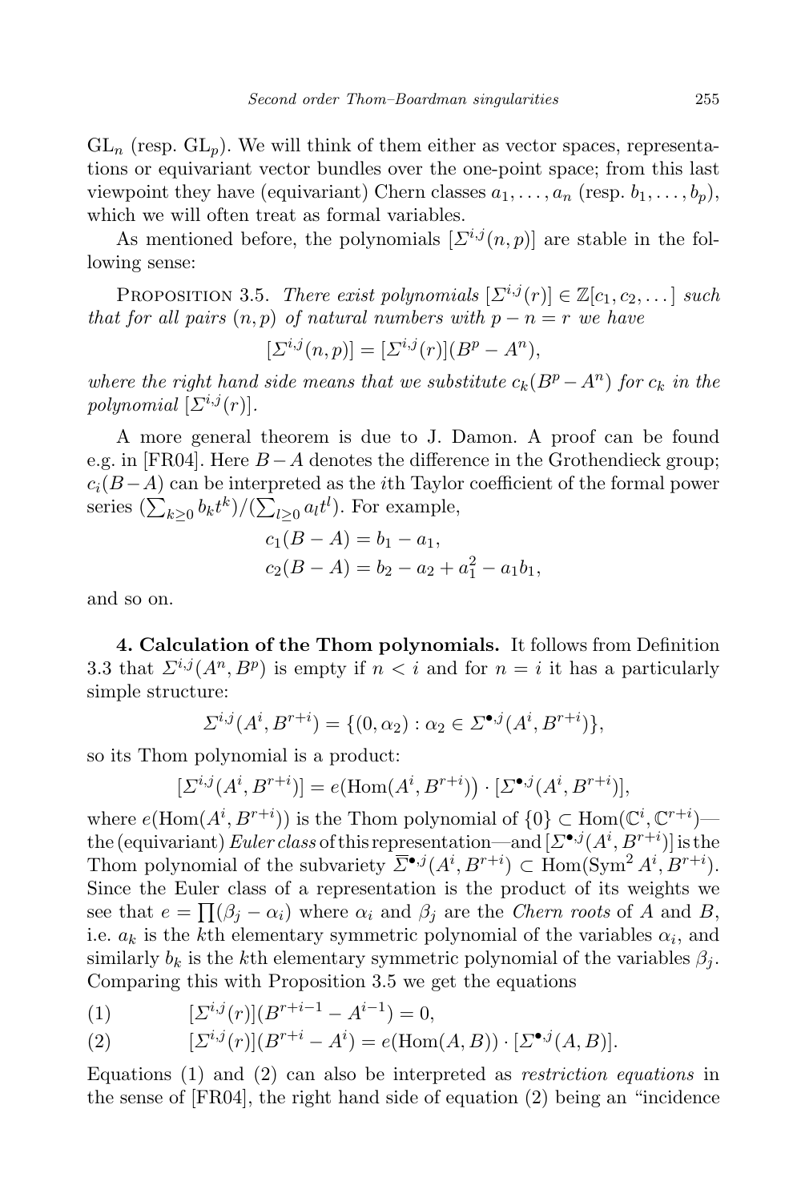$\mathrm{GL}_n$ (resp. $\mathrm{GL}_p$). We will think of them either as vector spaces, representations or equivariant vector bundles over the one-point space; from this last viewpoint they have (equivariant) Chern classes $a_1, \dots, a_n$ (resp. $b_1, \dots, b_p$), which we will often treat as formal variables.

As mentioned before, the polynomials $[\Sigma^{i,j}(n,p)]$ are stable in the following sense:

Proposition 3.5. *There exist polynomials $[\Sigma^{i,j}(r)] \in \mathbb{Z}[c_1, c_2, \dots]$ such that for all pairs $(n,p)$ of natural numbers with $p - n = r$ we have*

$$[\Sigma^{i,j}(n,p)] = [\Sigma^{i,j}(r)](B^p - A^n),$$

*where the right hand side means that we substitute $c_k(B^p - A^n)$ for $c_k$ in the polynomial $[\Sigma^{i,j}(r)]$.*

A more general theorem is due to J. Damon. A proof can be found e.g. in [FR04]. Here $B - A$ denotes the difference in the Grothendieck group; $c_i(B - A)$ can be interpreted as the $i$th Taylor coefficient of the formal power series $(\sum_{k \geq 0} b_k t^k)/(\sum_{l \geq 0} a_l t^l)$. For example,

$$c_1(B - A) = b_1 - a_1,$$
$$c_2(B - A) = b_2 - a_2 + a_1^2 - a_1 b_1,$$

and so on.

**4. Calculation of the Thom polynomials.** It follows from Definition 3.3 that $\Sigma^{i,j}(A^n, B^p)$ is empty if $n < i$ and for $n = i$ it has a particularly simple structure:

$$\Sigma^{i,j}(A^i, B^{r+i}) = \{(0, \alpha_2) : \alpha_2 \in \Sigma^{\bullet,j}(A^i, B^{r+i})\},$$

so its Thom polynomial is a product:

$$[\Sigma^{i,j}(A^i, B^{r+i})] = e\big(\mathrm{Hom}(A^i, B^{r+i})\big) \cdot [\Sigma^{\bullet,j}(A^i, B^{r+i})],$$

where $e(\mathrm{Hom}(A^i, B^{r+i}))$ is the Thom polynomial of $\{0\} \subset \mathrm{Hom}(\mathbb{C}^i, \mathbb{C}^{r+i})$—the (equivariant) *Euler class* of this representation—and $[\Sigma^{\bullet,j}(A^i, B^{r+i})]$ is the Thom polynomial of the subvariety $\overline{\Sigma}^{\bullet,j}(A^i, B^{r+i}) \subset \mathrm{Hom}(\mathrm{Sym}^2 A^i, B^{r+i})$. Since the Euler class of a representation is the product of its weights we see that $e = \prod(\beta_j - \alpha_i)$ where $\alpha_i$ and $\beta_j$ are the *Chern roots* of $A$ and $B$, i.e. $a_k$ is the $k$th elementary symmetric polynomial of the variables $\alpha_i$, and similarly $b_k$ is the $k$th elementary symmetric polynomial of the variables $\beta_j$. Comparing this with Proposition 3.5 we get the equations

$$[\Sigma^{i,j}(r)](B^{r+i-1} - A^{i-1}) = 0, \tag{1}$$

$$[\Sigma^{i,j}(r)](B^{r+i} - A^i) = e(\mathrm{Hom}(A, B)) \cdot [\Sigma^{\bullet,j}(A, B)]. \tag{2}$$

Equations (1) and (2) can also be interpreted as *restriction equations* in the sense of [FR04], the right hand side of equation (2) being an "incidence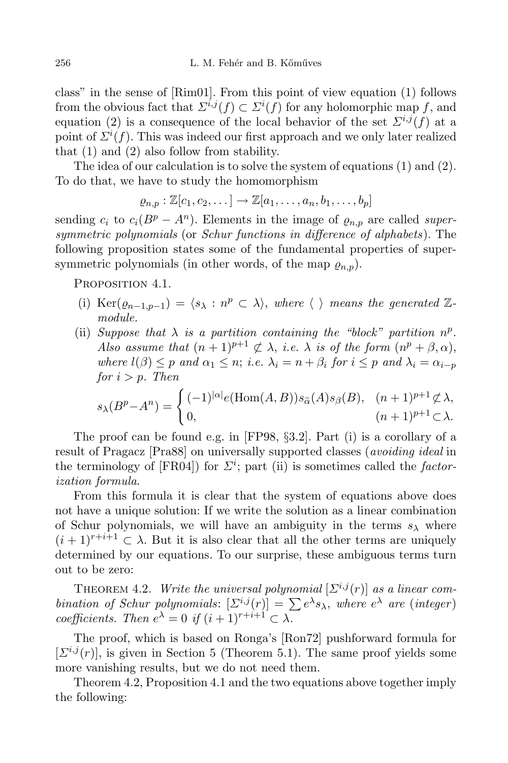class" in the sense of [Rim01]. From this point of view equation (1) follows from the obvious fact that $\Sigma^{i,j}(f) \subset \Sigma^i(f)$ for any holomorphic map $f$, and equation (2) is a consequence of the local behavior of the set $\Sigma^{i,j}(f)$ at a point of $\Sigma^i(f)$. This was indeed our first approach and we only later realized that (1) and (2) also follow from stability.

The idea of our calculation is to solve the system of equations (1) and (2). To do that, we have to study the homomorphism

$$\varrho_{n,p} : \mathbb{Z}[c_1, c_2, \dots] \to \mathbb{Z}[a_1, \dots, a_n, b_1, \dots, b_p]$$

sending $c_i$ to $c_i(B^p - A^n)$. Elements in the image of $\varrho_{n,p}$ are called *supersymmetric polynomials* (or *Schur functions in difference of alphabets*). The following proposition states some of the fundamental properties of supersymmetric polynomials (in other words, of the map $\varrho_{n,p}$).

Proposition 4.1.

(i) $\mathrm{Ker}(\varrho_{n-1,p-1}) = \langle s_\lambda : n^p \subset \lambda \rangle$, *where* $\langle\ \rangle$ *means the generated* $\mathbb{Z}$-*module.*

(ii) *Suppose that* $\lambda$ *is a partition containing the "block" partition* $n^p$. *Also assume that* $(n+1)^{p+1} \not\subset \lambda$, *i.e.* $\lambda$ *is of the form* $(n^p + \beta, \alpha)$, *where* $l(\beta) \le p$ *and* $\alpha_1 \le n$; *i.e.* $\lambda_i = n + \beta_i$ *for* $i \le p$ *and* $\lambda_i = \alpha_{i-p}$ *for* $i > p$. *Then*

$$s_\lambda(B^p - A^n) = \begin{cases} (-1)^{|\alpha|} e(\mathrm{Hom}(A,B)) s_{\widetilde{\alpha}}(A) s_\beta(B), & (n+1)^{p+1} \not\subset \lambda, \\ 0, & (n+1)^{p+1} \subset \lambda. \end{cases}$$

The proof can be found e.g. in [FP98, §3.2]. Part (i) is a corollary of a result of Pragacz [Pra88] on universally supported classes (*avoiding ideal* in the terminology of [FR04]) for $\Sigma^i$; part (ii) is sometimes called the *factorization formula*.

From this formula it is clear that the system of equations above does not have a unique solution: If we write the solution as a linear combination of Schur polynomials, we will have an ambiguity in the terms $s_\lambda$ where $(i+1)^{r+i+1} \subset \lambda$. But it is also clear that all the other terms are uniquely determined by our equations. To our surprise, these ambiguous terms turn out to be zero:

Theorem 4.2. *Write the universal polynomial* $[\Sigma^{i,j}(r)]$ *as a linear combination of Schur polynomials*: $[\Sigma^{i,j}(r)] = \sum e^\lambda s_\lambda$, *where* $e^\lambda$ *are* (*integer*) *coefficients. Then* $e^\lambda = 0$ *if* $(i+1)^{r+i+1} \subset \lambda$.

The proof, which is based on Ronga's [Ron72] pushforward formula for $[\Sigma^{i,j}(r)]$, is given in Section 5 (Theorem 5.1). The same proof yields some more vanishing results, but we do not need them.

Theorem 4.2, Proposition 4.1 and the two equations above together imply the following: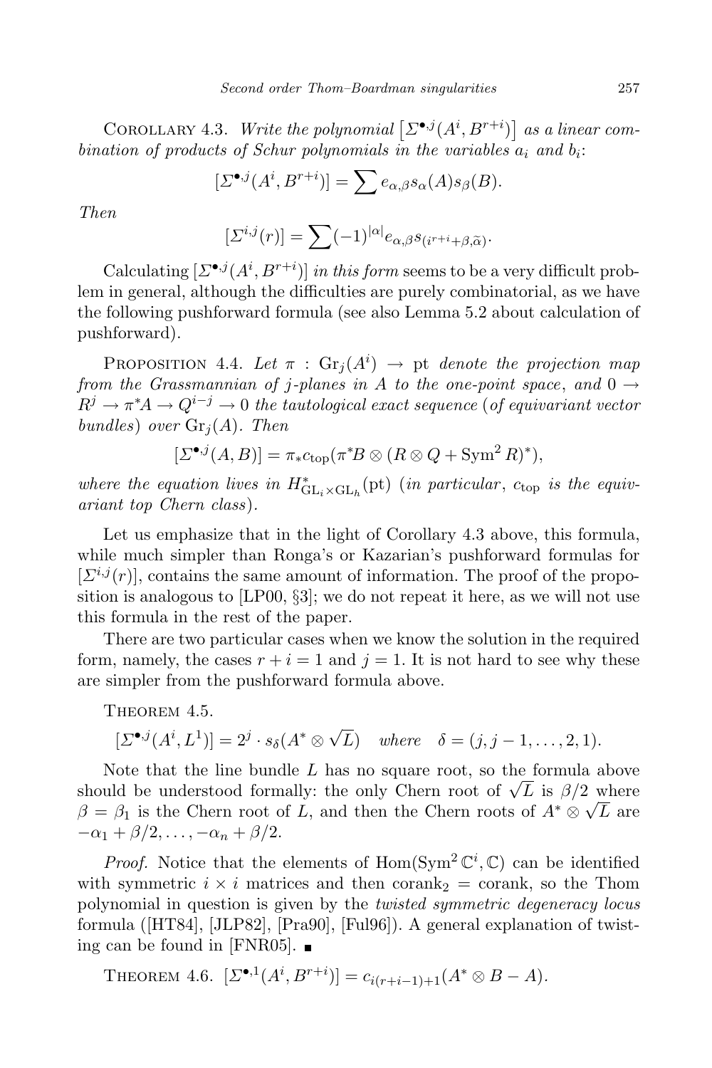Corollary 4.3. *Write the polynomial* $\left[\Sigma^{\bullet,j}(A^i, B^{r+i})\right]$ *as a linear combination of products of Schur polynomials in the variables* $a_i$ *and* $b_i$:

$$[\Sigma^{\bullet,j}(A^i, B^{r+i})] = \sum e_{\alpha,\beta} s_\alpha(A) s_\beta(B).$$

*Then*

$$[\Sigma^{i,j}(r)] = \sum (-1)^{|\alpha|} e_{\alpha,\beta} s_{(i^{r+i}+\beta,\widetilde{\alpha})}.$$

Calculating $[\Sigma^{\bullet,j}(A^i, B^{r+i})]$ *in this form* seems to be a very difficult problem in general, although the difficulties are purely combinatorial, as we have the following pushforward formula (see also Lemma 5.2 about calculation of pushforward).

Proposition 4.4. *Let* $\pi : \mathrm{Gr}_j(A^i) \to \mathrm{pt}$ *denote the projection map from the Grassmannian of* $j$*-planes in* $A$ *to the one-point space*, *and* $0 \to R^j \to \pi^* A \to Q^{i-j} \to 0$ *the tautological exact sequence* (*of equivariant vector bundles*) *over* $\mathrm{Gr}_j(A)$. *Then*

$$[\Sigma^{\bullet,j}(A, B)] = \pi_* c_{\mathrm{top}}(\pi^* B \otimes (R \otimes Q + \mathrm{Sym}^2 R)^*),$$

*where the equation lives in* $H^*_{\mathrm{GL}_i \times \mathrm{GL}_h}(\mathrm{pt})$ (*in particular*, $c_{\mathrm{top}}$ *is the equivariant top Chern class*).

Let us emphasize that in the light of Corollary 4.3 above, this formula, while much simpler than Ronga's or Kazarian's pushforward formulas for $[\Sigma^{i,j}(r)]$, contains the same amount of information. The proof of the proposition is analogous to [LP00, §3]; we do not repeat it here, as we will not use this formula in the rest of the paper.

There are two particular cases when we know the solution in the required form, namely, the cases $r + i = 1$ and $j = 1$. It is not hard to see why these are simpler from the pushforward formula above.

Theorem 4.5.

$$[\Sigma^{\bullet,j}(A^i, L^1)] = 2^j \cdot s_\delta(A^* \otimes \sqrt{L}) \quad \textit{where} \quad \delta = (j, j-1, \ldots, 2, 1).$$

Note that the line bundle $L$ has no square root, so the formula above should be understood formally: the only Chern root of $\sqrt{L}$ is $\beta/2$ where $\beta = \beta_1$ is the Chern root of $L$, and then the Chern roots of $A^* \otimes \sqrt{L}$ are $-\alpha_1 + \beta/2, \ldots, -\alpha_n + \beta/2$.

*Proof.* Notice that the elements of $\mathrm{Hom}(\mathrm{Sym}^2 \mathbb{C}^i, \mathbb{C})$ can be identified with symmetric $i \times i$ matrices and then $\mathrm{corank}_2 = \mathrm{corank}$, so the Thom polynomial in question is given by the *twisted symmetric degeneracy locus* formula ([HT84], [JLP82], [Pra90], [Ful96]). A general explanation of twisting can be found in [FNR05]. ∎

Theorem 4.6. $[\Sigma^{\bullet,1}(A^i, B^{r+i})] = c_{i(r+i-1)+1}(A^* \otimes B - A)$.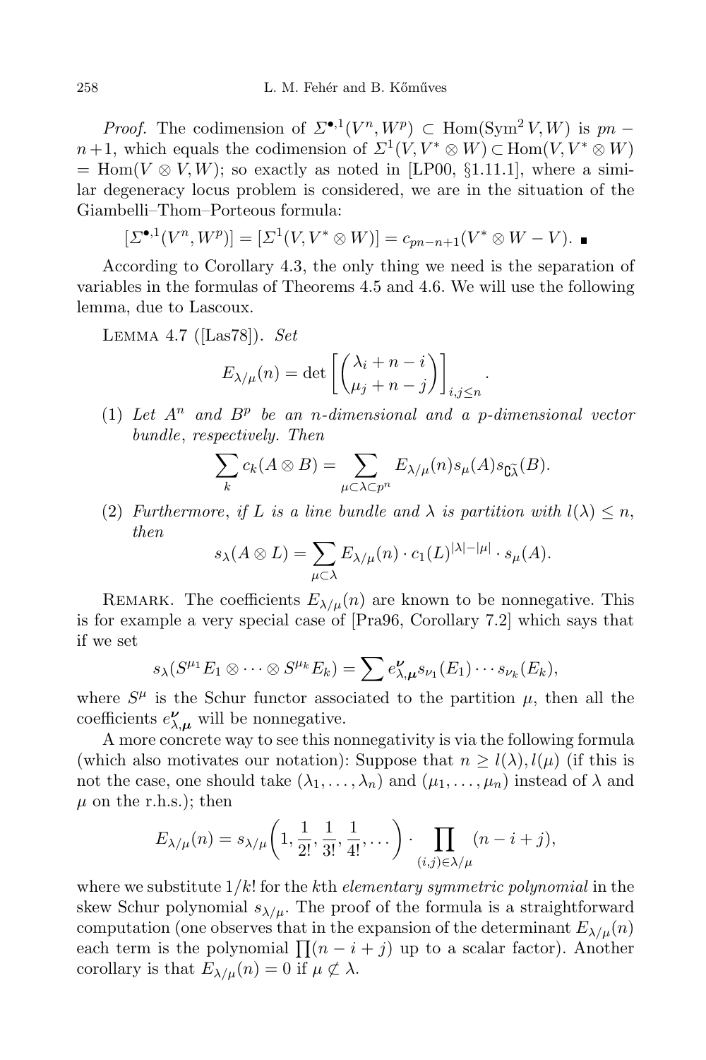*Proof.* The codimension of $\Sigma^{\bullet,1}(V^n, W^p) \subset \mathrm{Hom}(\mathrm{Sym}^2 V, W)$ is $pn - n + 1$, which equals the codimension of $\Sigma^1(V, V^* \otimes W) \subset \mathrm{Hom}(V, V^* \otimes W) = \mathrm{Hom}(V \otimes V, W)$; so exactly as noted in [LP00, §1.11.1], where a similar degeneracy locus problem is considered, we are in the situation of the Giambelli–Thom–Porteous formula:

$$[\Sigma^{\bullet,1}(V^n, W^p)] = [\Sigma^1(V, V^* \otimes W)] = c_{pn-n+1}(V^* \otimes W - V). \quad \blacksquare$$

According to Corollary 4.3, the only thing we need is the separation of variables in the formulas of Theorems 4.5 and 4.6. We will use the following lemma, due to Lascoux.

Lemma 4.7 ([Las78]). *Set*

$$E_{\lambda/\mu}(n) = \det\left[\binom{\lambda_i + n - i}{\mu_j + n - j}\right]_{i,j \le n}.$$

(1) *Let $A^n$ and $B^p$ be an $n$-dimensional and a $p$-dimensional vector bundle, respectively. Then*

$$\sum_k c_k(A \otimes B) = \sum_{\mu \subset \lambda \subset p^n} E_{\lambda/\mu}(n) s_\mu(A) s_{\widetilde{\complement\lambda}}(B).$$

(2) *Furthermore, if $L$ is a line bundle and $\lambda$ is partition with $l(\lambda) \le n$, then*

$$s_\lambda(A \otimes L) = \sum_{\mu \subset \lambda} E_{\lambda/\mu}(n) \cdot c_1(L)^{|\lambda| - |\mu|} \cdot s_\mu(A).$$

Remark. The coefficients $E_{\lambda/\mu}(n)$ are known to be nonnegative. This is for example a very special case of [Pra96, Corollary 7.2] which says that if we set

$$s_\lambda(S^{\mu_1} E_1 \otimes \cdots \otimes S^{\mu_k} E_k) = \sum e^{\boldsymbol{\nu}}_{\lambda,\boldsymbol{\mu}} s_{\nu_1}(E_1) \cdots s_{\nu_k}(E_k),$$

where $S^\mu$ is the Schur functor associated to the partition $\mu$, then all the coefficients $e^{\boldsymbol{\nu}}_{\lambda,\boldsymbol{\mu}}$ will be nonnegative.

A more concrete way to see this nonnegativity is via the following formula (which also motivates our notation): Suppose that $n \ge l(\lambda), l(\mu)$ (if this is not the case, one should take $(\lambda_1, \dots, \lambda_n)$ and $(\mu_1, \dots, \mu_n)$ instead of $\lambda$ and $\mu$ on the r.h.s.); then

$$E_{\lambda/\mu}(n) = s_{\lambda/\mu}\left(1, \frac{1}{2!}, \frac{1}{3!}, \frac{1}{4!}, \dots\right) \cdot \prod_{(i,j) \in \lambda/\mu} (n - i + j),$$

where we substitute $1/k!$ for the $k$th *elementary symmetric polynomial* in the skew Schur polynomial $s_{\lambda/\mu}$. The proof of the formula is a straightforward computation (one observes that in the expansion of the determinant $E_{\lambda/\mu}(n)$ each term is the polynomial $\prod(n - i + j)$ up to a scalar factor). Another corollary is that $E_{\lambda/\mu}(n) = 0$ if $\mu \not\subset \lambda$.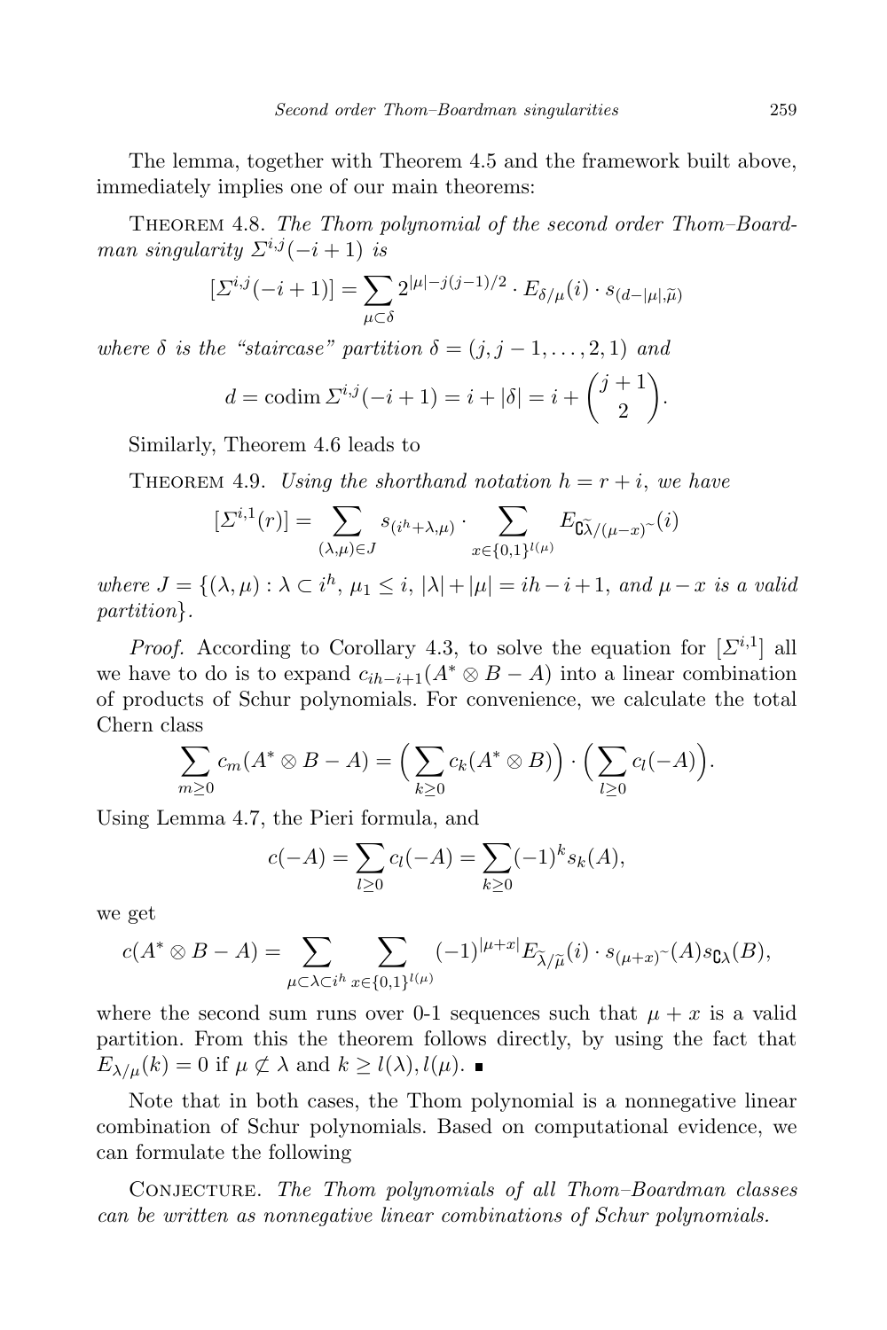The lemma, together with Theorem 4.5 and the framework built above, immediately implies one of our main theorems:

Theorem 4.8. *The Thom polynomial of the second order Thom–Boardman singularity $\Sigma^{i,j}(-i+1)$ is*

$$[\Sigma^{i,j}(-i+1)] = \sum_{\mu \subset \delta} 2^{|\mu| - j(j-1)/2} \cdot E_{\delta/\mu}(i) \cdot s_{(d-|\mu|, \widetilde{\mu})}$$

*where $\delta$ is the "staircase" partition $\delta = (j, j-1, \ldots, 2, 1)$ and*

$$d = \operatorname{codim} \Sigma^{i,j}(-i+1) = i + |\delta| = i + \binom{j+1}{2}.$$

Similarly, Theorem 4.6 leads to

Theorem 4.9. *Using the shorthand notation $h = r + i$, we have*

$$[\Sigma^{i,1}(r)] = \sum_{(\lambda,\mu) \in J} s_{(i^h + \lambda, \mu)} \cdot \sum_{x \in \{0,1\}^{l(\mu)}} E_{\mathsf{C}\widetilde{\lambda}/(\mu - x)^{\sim}}(i)$$

*where $J = \{(\lambda, \mu) : \lambda \subset i^h,\ \mu_1 \leq i,\ |\lambda| + |\mu| = ih - i + 1$, and $\mu - x$ is a valid partition$\}$.*

*Proof.* According to Corollary 4.3, to solve the equation for $[\Sigma^{i,1}]$ all we have to do is to expand $c_{ih-i+1}(A^* \otimes B - A)$ into a linear combination of products of Schur polynomials. For convenience, we calculate the total Chern class

$$\sum_{m \geq 0} c_m(A^* \otimes B - A) = \Big( \sum_{k \geq 0} c_k(A^* \otimes B) \Big) \cdot \Big( \sum_{l \geq 0} c_l(-A) \Big).$$

Using Lemma 4.7, the Pieri formula, and

$$c(-A) = \sum_{l \geq 0} c_l(-A) = \sum_{k \geq 0} (-1)^k s_k(A),$$

we get

$$c(A^* \otimes B - A) = \sum_{\mu \subset \lambda \subset i^h} \sum_{x \in \{0,1\}^{l(\mu)}} (-1)^{|\mu + x|} E_{\widetilde{\lambda}/\widetilde{\mu}}(i) \cdot s_{(\mu+x)^{\sim}}(A) s_{\mathsf{C}\lambda}(B),$$

where the second sum runs over 0-1 sequences such that $\mu + x$ is a valid partition. From this the theorem follows directly, by using the fact that $E_{\lambda/\mu}(k) = 0$ if $\mu \not\subset \lambda$ and $k \geq l(\lambda), l(\mu)$. ∎

Note that in both cases, the Thom polynomial is a nonnegative linear combination of Schur polynomials. Based on computational evidence, we can formulate the following

Conjecture. *The Thom polynomials of all Thom–Boardman classes can be written as nonnegative linear combinations of Schur polynomials.*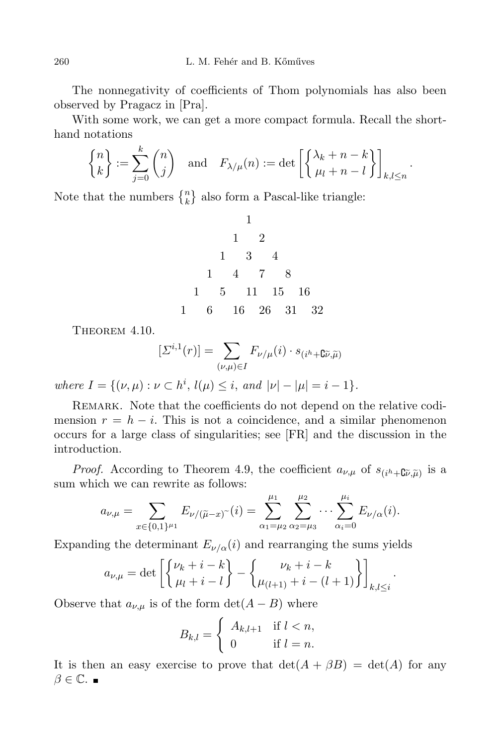The nonnegativity of coefficients of Thom polynomials has also been observed by Pragacz in [Pra].

With some work, we can get a more compact formula. Recall the shorthand notations

$$\left\{ {n \atop k} \right\} := \sum_{j=0}^{k} \binom{n}{j} \quad \text{and} \quad F_{\lambda/\mu}(n) := \det \left[ \left\{ {\lambda_k + n - k \atop \mu_l + n - l} \right\} \right]_{k,l \le n}.$$

Note that the numbers $\left\{ {n \atop k} \right\}$ also form a Pascal-like triangle:

$$\begin{array}{ccccccccccc}
 & & & & & 1 & & & & & \\
 & & & & 1 & & 2 & & & & \\
 & & & 1 & & 3 & & 4 & & & \\
 & & 1 & & 4 & & 7 & & 8 & & \\
 & 1 & & 5 & & 11 & & 15 & & 16 & \\
1 & & 6 & & 16 & & 26 & & 31 & & 32
\end{array}$$

Theorem 4.10.

$$[\Sigma^{i,1}(r)] = \sum_{(\nu,\mu) \in I} F_{\nu/\mu}(i) \cdot s_{(i^h + \complement\widetilde{\nu}, \widetilde{\mu})}$$

*where* $I = \{(\nu, \mu) : \nu \subset h^i,\, l(\mu) \le i,$ *and* $|\nu| - |\mu| = i - 1\}$.

Remark. Note that the coefficients do not depend on the relative codimension $r = h - i$. This is not a coincidence, and a similar phenomenon occurs for a large class of singularities; see [FR] and the discussion in the introduction.

*Proof.* According to Theorem 4.9, the coefficient $a_{\nu,\mu}$ of $s_{(i^h + \complement\widetilde{\nu}, \widetilde{\mu})}$ is a sum which we can rewrite as follows:

$$a_{\nu,\mu} = \sum_{x \in \{0,1\}^{\mu_1}} E_{\nu/(\widetilde{\mu} - x)^\sim}(i) = \sum_{\alpha_1 = \mu_2}^{\mu_1} \sum_{\alpha_2 = \mu_3}^{\mu_2} \cdots \sum_{\alpha_i = 0}^{\mu_i} E_{\nu/\alpha}(i).$$

Expanding the determinant $E_{\nu/\alpha}(i)$ and rearranging the sums yields

$$a_{\nu,\mu} = \det \left[ \left\{ {\nu_k + i - k \atop \mu_l + i - l} \right\} - \left\{ {\nu_k + i - k \atop \mu_{(l+1)} + i - (l+1)} \right\} \right]_{k,l \le i}.$$

Observe that $a_{\nu,\mu}$ is of the form $\det(A - B)$ where

$$B_{k,l} = \begin{cases} A_{k,l+1} & \text{if } l < n, \\ 0 & \text{if } l = n. \end{cases}$$

It is then an easy exercise to prove that $\det(A + \beta B) = \det(A)$ for any $\beta \in \mathbb{C}$. ∎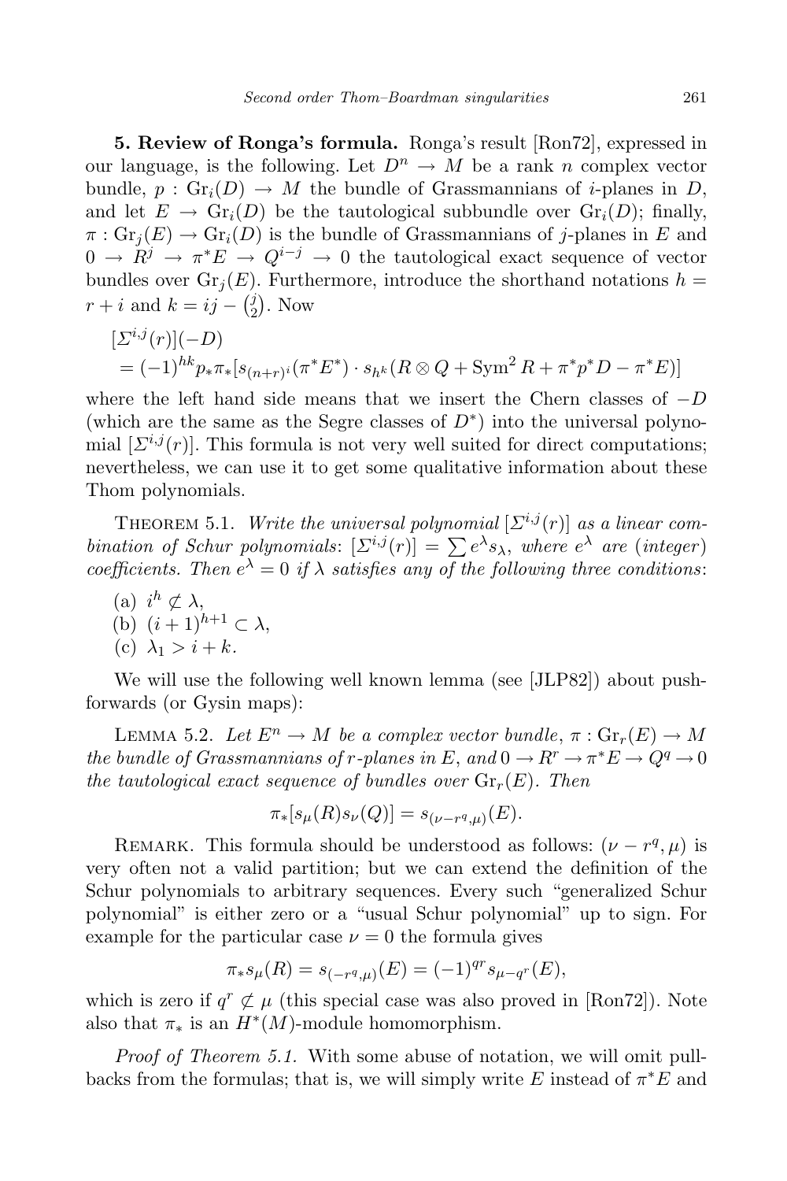**5. Review of Ronga's formula.** Ronga's result [Ron72], expressed in our language, is the following. Let $D^n \to M$ be a rank $n$ complex vector bundle, $p : \mathrm{Gr}_i(D) \to M$ the bundle of Grassmannians of $i$-planes in $D$, and let $E \to \mathrm{Gr}_i(D)$ be the tautological subbundle over $\mathrm{Gr}_i(D)$; finally, $\pi : \mathrm{Gr}_j(E) \to \mathrm{Gr}_i(D)$ is the bundle of Grassmannians of $j$-planes in $E$ and $0 \to R^j \to \pi^*E \to Q^{i-j} \to 0$ the tautological exact sequence of vector bundles over $\mathrm{Gr}_j(E)$. Furthermore, introduce the shorthand notations $h = r + i$ and $k = ij - \binom{j}{2}$. Now

$$
\begin{aligned}
&[\Sigma^{i,j}(r)](-D) \\
&\quad = (-1)^{hk} p_* \pi_* [s_{(n+r)^i}(\pi^* E^*) \cdot s_{h^k}(R \otimes Q + \mathrm{Sym}^2 R + \pi^* p^* D - \pi^* E)]
\end{aligned}
$$

where the left hand side means that we insert the Chern classes of $-D$ (which are the same as the Segre classes of $D^*$) into the universal polynomial $[\Sigma^{i,j}(r)]$. This formula is not very well suited for direct computations; nevertheless, we can use it to get some qualitative information about these Thom polynomials.

Theorem 5.1. *Write the universal polynomial $[\Sigma^{i,j}(r)]$ as a linear combination of Schur polynomials: $[\Sigma^{i,j}(r)] = \sum e^\lambda s_\lambda$, where $e^\lambda$ are (integer) coefficients. Then $e^\lambda = 0$ if $\lambda$ satisfies any of the following three conditions:*

(a) $i^h \not\subset \lambda$,
(b) $(i+1)^{h+1} \subset \lambda$,
(c) $\lambda_1 > i + k$.

We will use the following well known lemma (see [JLP82]) about pushforwards (or Gysin maps):

Lemma 5.2. *Let $E^n \to M$ be a complex vector bundle, $\pi : \mathrm{Gr}_r(E) \to M$ the bundle of Grassmannians of $r$-planes in $E$, and $0 \to R^r \to \pi^*E \to Q^q \to 0$ the tautological exact sequence of bundles over $\mathrm{Gr}_r(E)$. Then*

$$\pi_*[s_\mu(R) s_\nu(Q)] = s_{(\nu - r^q, \mu)}(E).$$

Remark. This formula should be understood as follows: $(\nu - r^q, \mu)$ is very often not a valid partition; but we can extend the definition of the Schur polynomials to arbitrary sequences. Every such "generalized Schur polynomial" is either zero or a "usual Schur polynomial" up to sign. For example for the particular case $\nu = 0$ the formula gives

$$\pi_* s_\mu(R) = s_{(-r^q, \mu)}(E) = (-1)^{qr} s_{\mu - q^r}(E),$$

which is zero if $q^r \not\subset \mu$ (this special case was also proved in [Ron72]). Note also that $\pi_*$ is an $H^*(M)$-module homomorphism.

*Proof of Theorem 5.1.* With some abuse of notation, we will omit pullbacks from the formulas; that is, we will simply write $E$ instead of $\pi^*E$ and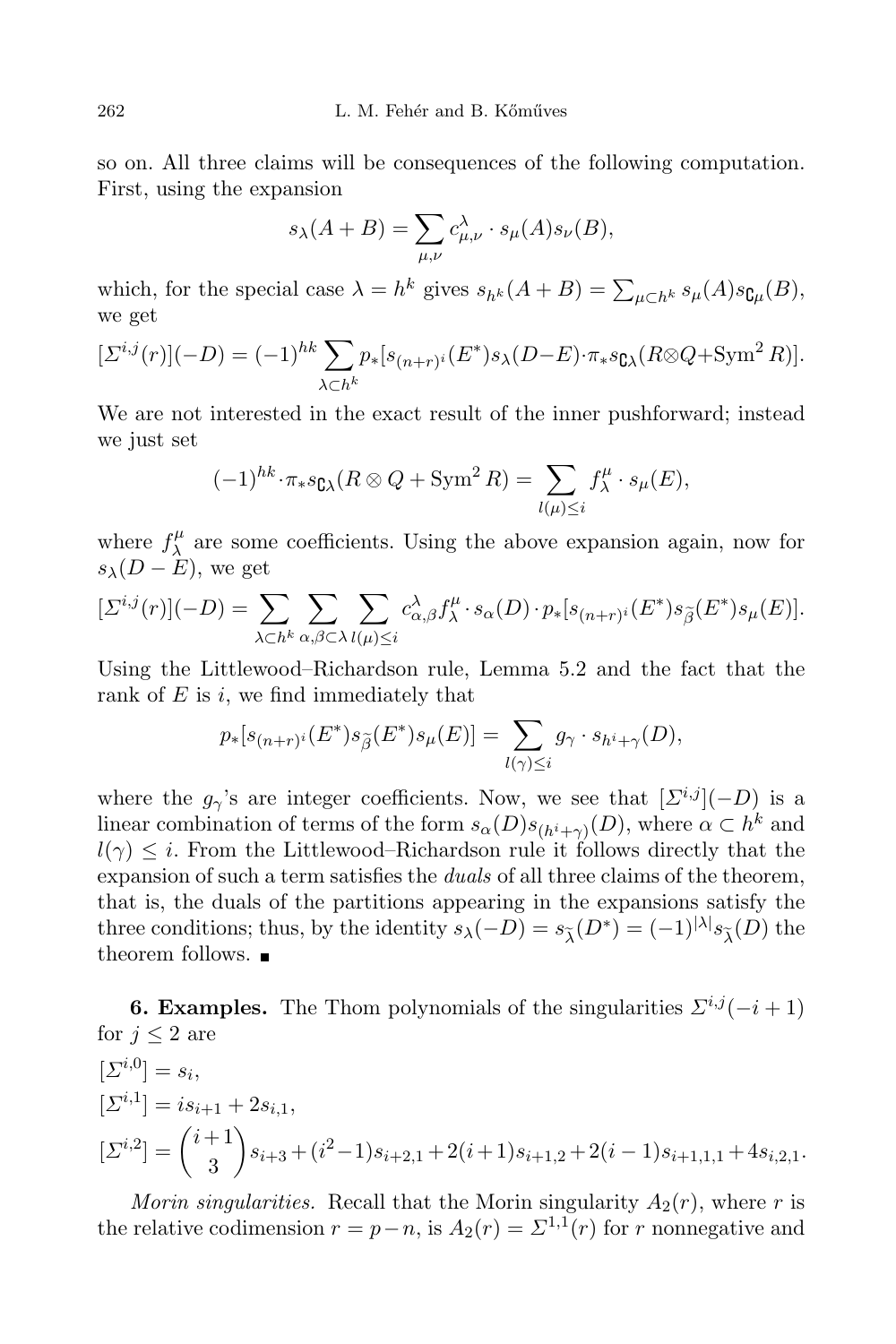so on. All three claims will be consequences of the following computation. First, using the expansion

$$s_\lambda(A+B) = \sum_{\mu,\nu} c^\lambda_{\mu,\nu} \cdot s_\mu(A) s_\nu(B),$$

which, for the special case $\lambda = h^k$ gives $s_{h^k}(A+B) = \sum_{\mu \subset h^k} s_\mu(A) s_{\complement\mu}(B)$, we get

$$[\Sigma^{i,j}(r)](-D) = (-1)^{hk} \sum_{\lambda \subset h^k} p_*[s_{(n+r)^i}(E^*) s_\lambda(D-E) \cdot \pi_* s_{\complement\lambda}(R \otimes Q + \operatorname{Sym}^2 R)].$$

We are not interested in the exact result of the inner pushforward; instead we just set

$$(-1)^{hk} \cdot \pi_* s_{\complement\lambda}(R \otimes Q + \operatorname{Sym}^2 R) = \sum_{l(\mu) \le i} f^\mu_\lambda \cdot s_\mu(E),$$

where $f^\mu_\lambda$ are some coefficients. Using the above expansion again, now for $s_\lambda(D-E)$, we get

$$[\Sigma^{i,j}(r)](-D) = \sum_{\lambda \subset h^k} \sum_{\alpha,\beta \subset \lambda} \sum_{l(\mu) \le i} c^\lambda_{\alpha,\beta} f^\mu_\lambda \cdot s_\alpha(D) \cdot p_*[s_{(n+r)^i}(E^*) s_{\widetilde{\beta}}(E^*) s_\mu(E)].$$

Using the Littlewood–Richardson rule, Lemma 5.2 and the fact that the rank of $E$ is $i$, we find immediately that

$$p_*[s_{(n+r)^i}(E^*) s_{\widetilde{\beta}}(E^*) s_\mu(E)] = \sum_{l(\gamma) \le i} g_\gamma \cdot s_{h^i + \gamma}(D),$$

where the $g_\gamma$'s are integer coefficients. Now, we see that $[\Sigma^{i,j}](-D)$ is a linear combination of terms of the form $s_\alpha(D) s_{(h^i+\gamma)}(D)$, where $\alpha \subset h^k$ and $l(\gamma) \le i$. From the Littlewood–Richardson rule it follows directly that the expansion of such a term satisfies the *duals* of all three claims of the theorem, that is, the duals of the partitions appearing in the expansions satisfy the three conditions; thus, by the identity $s_\lambda(-D) = s_{\widetilde{\lambda}}(D^*) = (-1)^{|\lambda|} s_{\widetilde{\lambda}}(D)$ the theorem follows. ∎

**6. Examples.** The Thom polynomials of the singularities $\Sigma^{i,j}(-i+1)$ for $j \le 2$ are

$$[\Sigma^{i,0}] = s_i,$$
$$[\Sigma^{i,1}] = i s_{i+1} + 2 s_{i,1},$$
$$[\Sigma^{i,2}] = \binom{i+1}{3} s_{i+3} + (i^2-1) s_{i+2,1} + 2(i+1) s_{i+1,2} + 2(i-1) s_{i+1,1,1} + 4 s_{i,2,1}.$$

*Morin singularities.* Recall that the Morin singularity $A_2(r)$, where $r$ is the relative codimension $r = p - n$, is $A_2(r) = \Sigma^{1,1}(r)$ for $r$ nonnegative and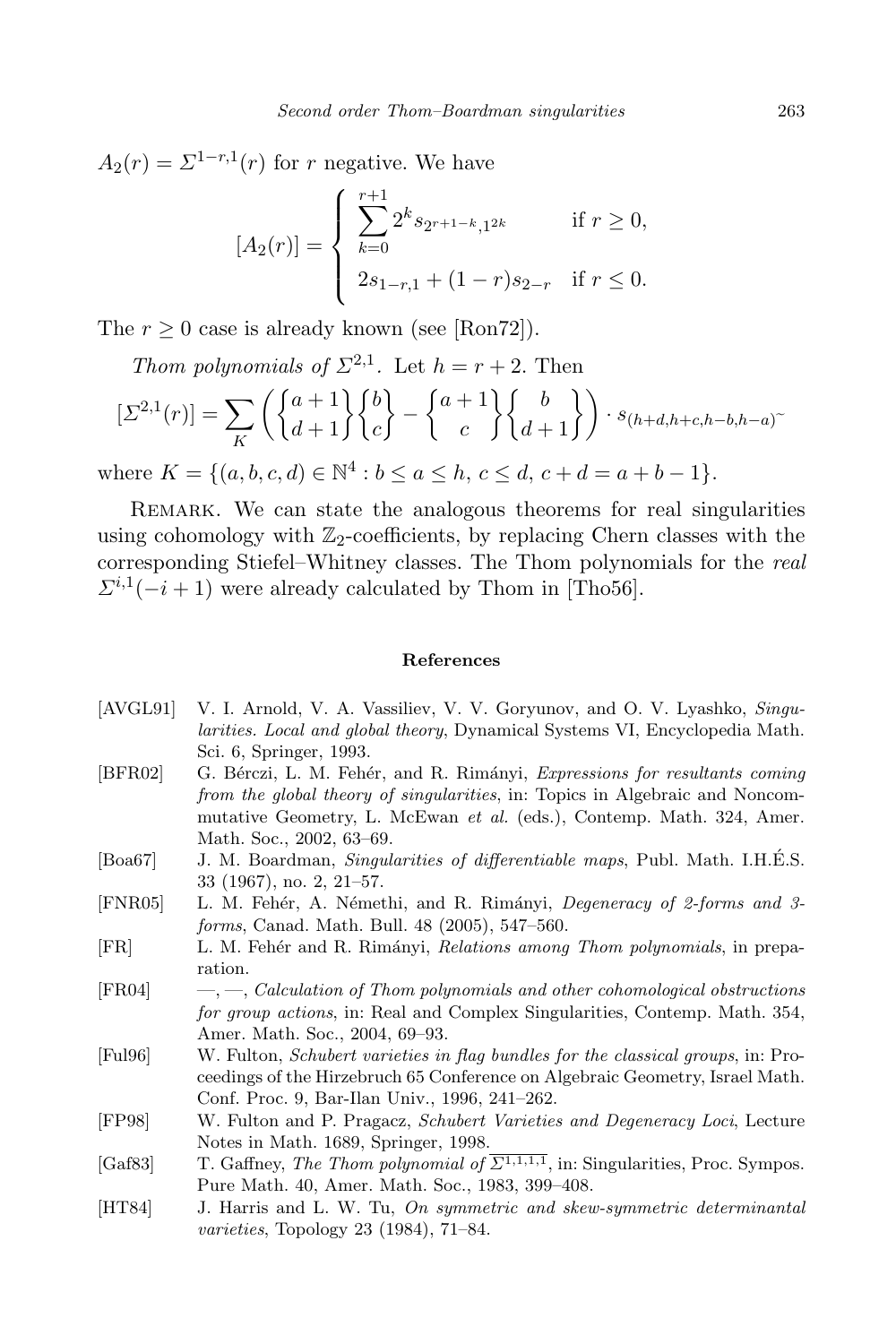$A_2(r) = \Sigma^{1-r,1}(r)$ for $r$ negative. We have

$$[A_2(r)] = \begin{cases} \displaystyle\sum_{k=0}^{r+1} 2^k s_{2^{r+1-k},1^{2k}} & \text{if } r \geq 0, \\ 2s_{1-r,1} + (1-r)s_{2-r} & \text{if } r \leq 0. \end{cases}$$

The $r \geq 0$ case is already known (see [Ron72]).

*Thom polynomials of* $\Sigma^{2,1}$. Let $h = r+2$. Then

$$[\Sigma^{2,1}(r)] = \sum_K \left( \begin{Bmatrix} a+1 \\ d+1 \end{Bmatrix} \begin{Bmatrix} b \\ c \end{Bmatrix} - \begin{Bmatrix} a+1 \\ c \end{Bmatrix} \begin{Bmatrix} b \\ d+1 \end{Bmatrix} \right) \cdot s_{(h+d,h+c,h-b,h-a)^\sim}$$

where $K = \{(a,b,c,d) \in \mathbb{N}^4 : b \leq a \leq h,\ c \leq d,\ c+d = a+b-1\}$.

Remark. We can state the analogous theorems for real singularities using cohomology with $\mathbb{Z}_2$-coefficients, by replacing Chern classes with the corresponding Stiefel–Whitney classes. The Thom polynomials for the *real* $\Sigma^{i,1}(-i+1)$ were already calculated by Thom in [Tho56].

## References

[AVGL91] V. I. Arnold, V. A. Vassiliev, V. V. Goryunov, and O. V. Lyashko, *Singularities. Local and global theory*, Dynamical Systems VI, Encyclopedia Math. Sci. 6, Springer, 1993.

[BFR02] G. Bérczi, L. M. Fehér, and R. Rimányi, *Expressions for resultants coming from the global theory of singularities*, in: Topics in Algebraic and Noncommutative Geometry, L. McEwan *et al.* (eds.), Contemp. Math. 324, Amer. Math. Soc., 2002, 63–69.

[Boa67] J. M. Boardman, *Singularities of differentiable maps*, Publ. Math. I.H.É.S. 33 (1967), no. 2, 21–57.

[FNR05] L. M. Fehér, A. Némethi, and R. Rimányi, *Degeneracy of 2-forms and 3-forms*, Canad. Math. Bull. 48 (2005), 547–560.

[FR] L. M. Fehér and R. Rimányi, *Relations among Thom polynomials*, in preparation.

[FR04] —, —, *Calculation of Thom polynomials and other cohomological obstructions for group actions*, in: Real and Complex Singularities, Contemp. Math. 354, Amer. Math. Soc., 2004, 69–93.

[Ful96] W. Fulton, *Schubert varieties in flag bundles for the classical groups*, in: Proceedings of the Hirzebruch 65 Conference on Algebraic Geometry, Israel Math. Conf. Proc. 9, Bar-Ilan Univ., 1996, 241–262.

[FP98] W. Fulton and P. Pragacz, *Schubert Varieties and Degeneracy Loci*, Lecture Notes in Math. 1689, Springer, 1998.

[Gaf83] T. Gaffney, *The Thom polynomial of* $\overline{\Sigma^{1,1,1,1}}$, in: Singularities, Proc. Sympos. Pure Math. 40, Amer. Math. Soc., 1983, 399–408.

[HT84] J. Harris and L. W. Tu, *On symmetric and skew-symmetric determinantal varieties*, Topology 23 (1984), 71–84.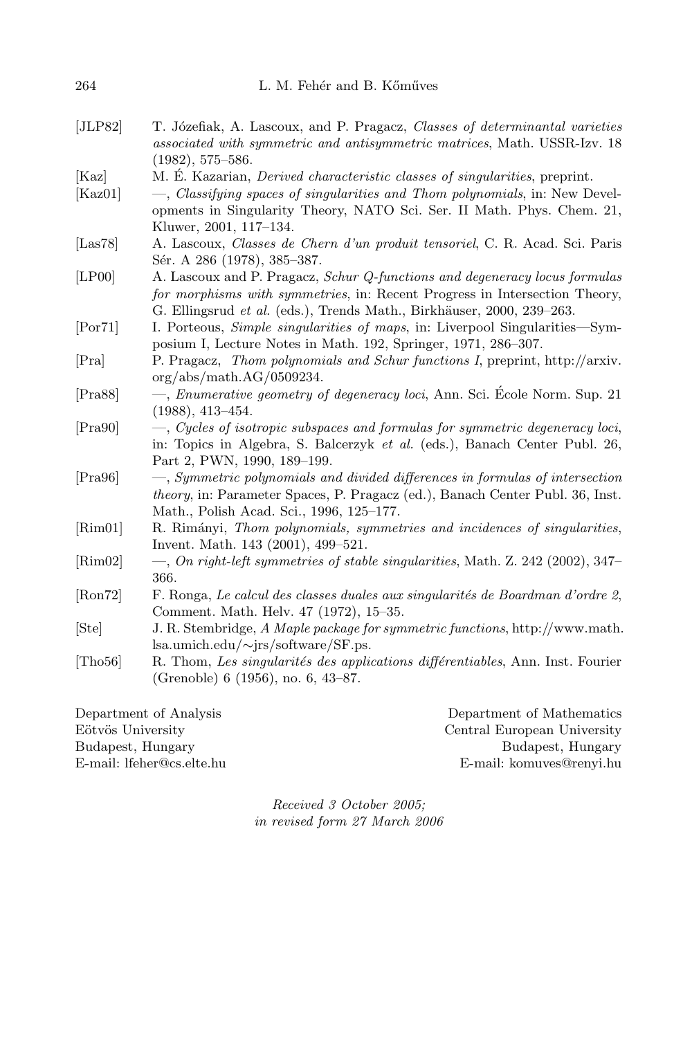[JLP82] T. Józefiak, A. Lascoux, and P. Pragacz, *Classes of determinantal varieties associated with symmetric and antisymmetric matrices*, Math. USSR-Izv. 18 (1982), 575–586.

[Kaz] M. É. Kazarian, *Derived characteristic classes of singularities*, preprint.

[Kaz01] —, *Classifying spaces of singularities and Thom polynomials*, in: New Developments in Singularity Theory, NATO Sci. Ser. II Math. Phys. Chem. 21, Kluwer, 2001, 117–134.

[Las78] A. Lascoux, *Classes de Chern d'un produit tensoriel*, C. R. Acad. Sci. Paris Sér. A 286 (1978), 385–387.

[LP00] A. Lascoux and P. Pragacz, *Schur Q-functions and degeneracy locus formulas for morphisms with symmetries*, in: Recent Progress in Intersection Theory, G. Ellingsrud *et al.* (eds.), Trends Math., Birkhäuser, 2000, 239–263.

[Por71] I. Porteous, *Simple singularities of maps*, in: Liverpool Singularities—Symposium I, Lecture Notes in Math. 192, Springer, 1971, 286–307.

[Pra] P. Pragacz, *Thom polynomials and Schur functions I*, preprint, http://arxiv.org/abs/math.AG/0509234.

[Pra88] —, *Enumerative geometry of degeneracy loci*, Ann. Sci. École Norm. Sup. 21 (1988), 413–454.

[Pra90] —, *Cycles of isotropic subspaces and formulas for symmetric degeneracy loci*, in: Topics in Algebra, S. Balcerzyk *et al.* (eds.), Banach Center Publ. 26, Part 2, PWN, 1990, 189–199.

[Pra96] —, *Symmetric polynomials and divided differences in formulas of intersection theory*, in: Parameter Spaces, P. Pragacz (ed.), Banach Center Publ. 36, Inst. Math., Polish Acad. Sci., 1996, 125–177.

[Rim01] R. Rimányi, *Thom polynomials, symmetries and incidences of singularities*, Invent. Math. 143 (2001), 499–521.

[Rim02] —, *On right-left symmetries of stable singularities*, Math. Z. 242 (2002), 347–366.

[Ron72] F. Ronga, *Le calcul des classes duales aux singularités de Boardman d'ordre 2*, Comment. Math. Helv. 47 (1972), 15–35.

[Ste] J. R. Stembridge, *A Maple package for symmetric functions*, http://www.math.lsa.umich.edu/∼jrs/software/SF.ps.

[Tho56] R. Thom, *Les singularités des applications différentiables*, Ann. Inst. Fourier (Grenoble) 6 (1956), no. 6, 43–87.

Department of Analysis
Eötvös University
Budapest, Hungary
E-mail: lfeher@cs.elte.hu

Department of Mathematics
Central European University
Budapest, Hungary
E-mail: komuves@renyi.hu

*Received 3 October 2005;*
*in revised form 27 March 2006*